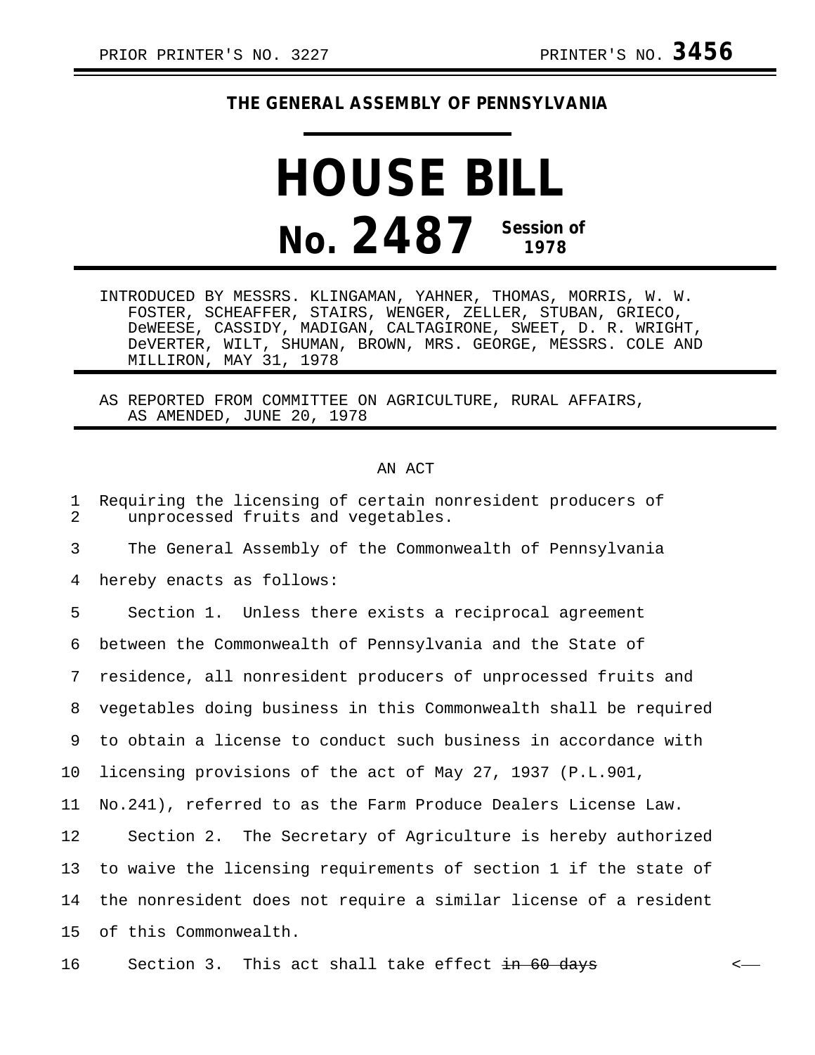PRIOR PRINTER'S NO. 3227 PRINTER'S NO. **3456**

**THE GENERAL ASSEMBLY OF PENNSYLVANIA**

# HOUSE BILL

## No. 2487 Session of 1978

INTRODUCED BY MESSRS. KLINGAMAN, YAHNER, THOMAS, MORRIS, W. W. FOSTER, SCHEAFFER, STAIRS, WENGER, ZELLER, STUBAN, GRIECO, DeWEESE, CASSIDY, MADIGAN, CALTAGIRONE, SWEET, D. R. WRIGHT, DeVERTER, WILT, SHUMAN, BROWN, MRS. GEORGE, MESSRS. COLE AND MILLIRON, MAY 31, 1978

AS REPORTED FROM COMMITTEE ON AGRICULTURE, RURAL AFFAIRS, AS AMENDED, JUNE 20, 1978

AN ACT

Requiring the licensing of certain nonresident producers of unprocessed fruits and vegetables.

The General Assembly of the Commonwealth of Pennsylvania hereby enacts as follows:

Section 1. Unless there exists a reciprocal agreement between the Commonwealth of Pennsylvania and the State of residence, all nonresident producers of unprocessed fruits and vegetables doing business in this Commonwealth shall be required to obtain a license to conduct such business in accordance with licensing provisions of the act of May 27, 1937 (P.L.901, No.241), referred to as the Farm Produce Dealers License Law.

Section 2. The Secretary of Agriculture is hereby authorized to waive the licensing requirements of section 1 if the state of the nonresident does not require a similar license of a resident of this Commonwealth.

Section 3. This act shall take effect ~~in 60 days~~ <—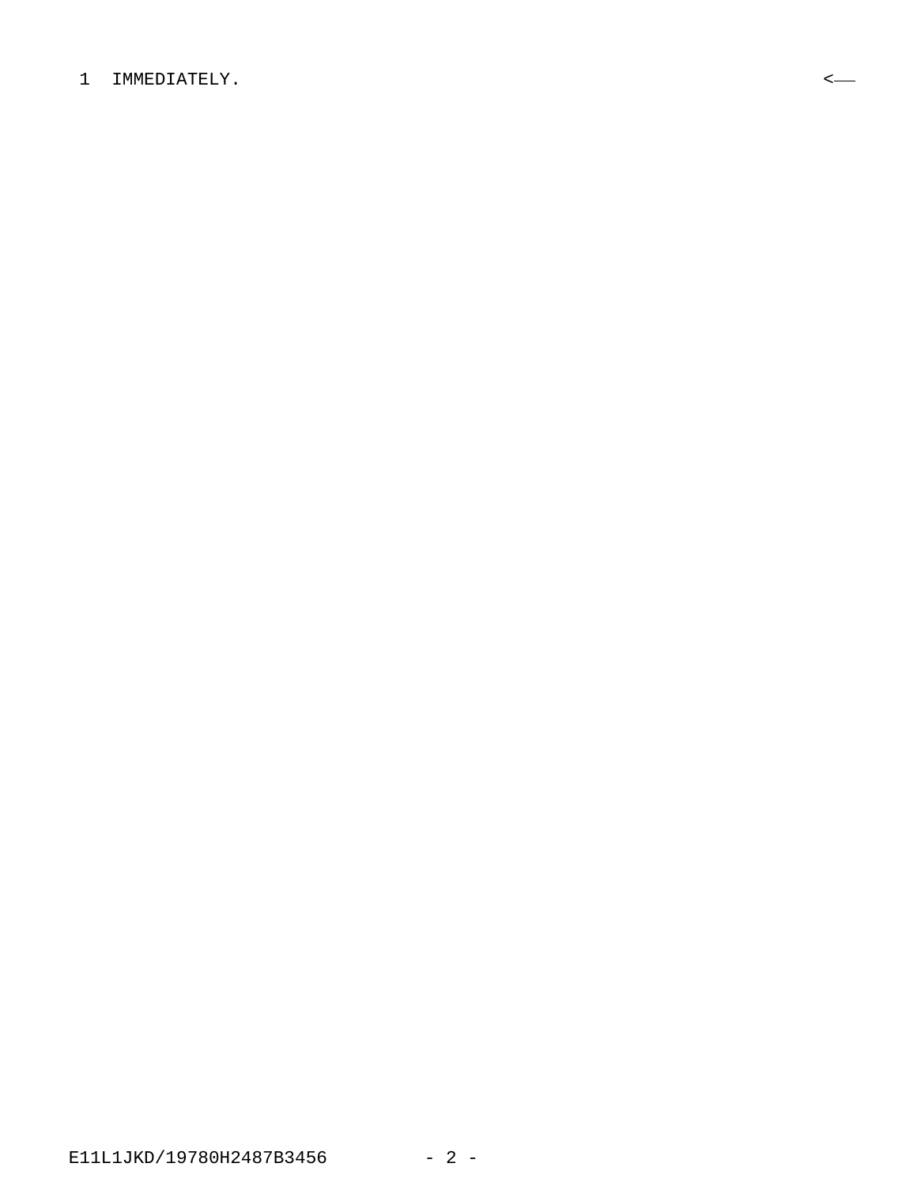1 IMMEDIATELY. <—